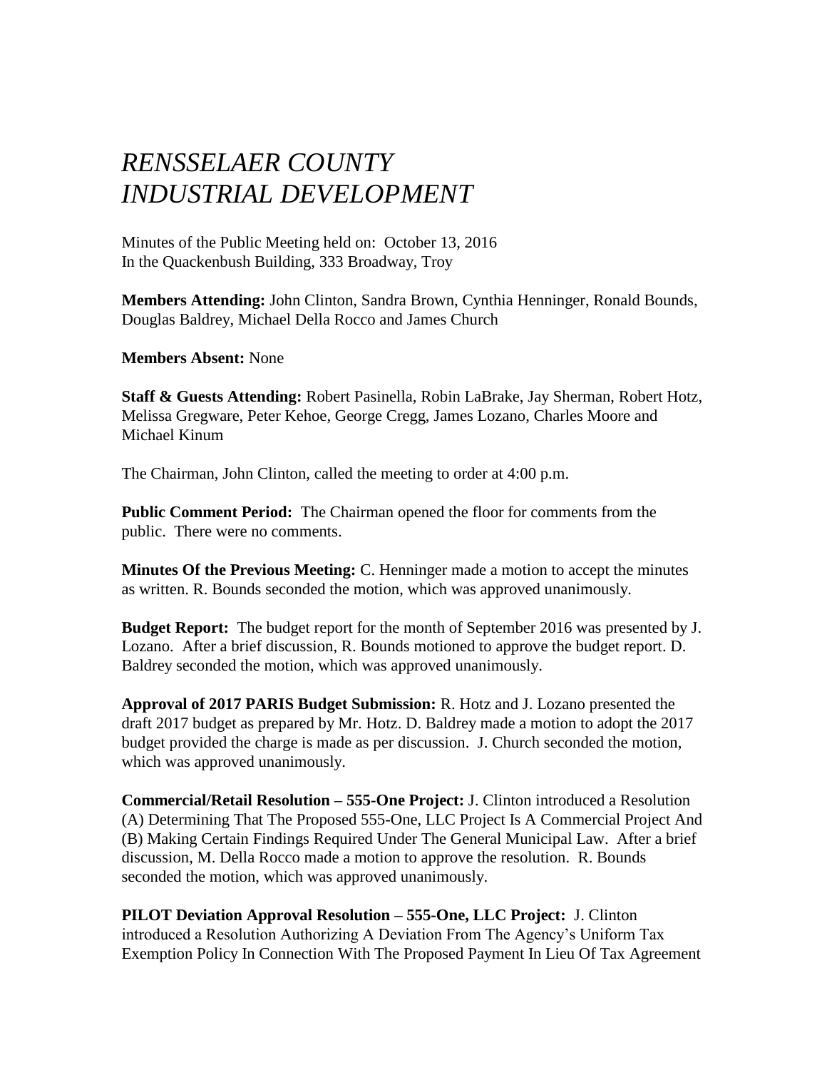# *RENSSELAER COUNTY*
# *INDUSTRIAL DEVELOPMENT*

Minutes of the Public Meeting held on: October 13, 2016
In the Quackenbush Building, 333 Broadway, Troy

**Members Attending:** John Clinton, Sandra Brown, Cynthia Henninger, Ronald Bounds, Douglas Baldrey, Michael Della Rocco and James Church

**Members Absent:** None

**Staff & Guests Attending:** Robert Pasinella, Robin LaBrake, Jay Sherman, Robert Hotz, Melissa Gregware, Peter Kehoe, George Cregg, James Lozano, Charles Moore and Michael Kinum

The Chairman, John Clinton, called the meeting to order at 4:00 p.m.

**Public Comment Period:** The Chairman opened the floor for comments from the public. There were no comments.

**Minutes Of the Previous Meeting:** C. Henninger made a motion to accept the minutes as written. R. Bounds seconded the motion, which was approved unanimously.

**Budget Report:** The budget report for the month of September 2016 was presented by J. Lozano. After a brief discussion, R. Bounds motioned to approve the budget report. D. Baldrey seconded the motion, which was approved unanimously.

**Approval of 2017 PARIS Budget Submission:** R. Hotz and J. Lozano presented the draft 2017 budget as prepared by Mr. Hotz. D. Baldrey made a motion to adopt the 2017 budget provided the charge is made as per discussion. J. Church seconded the motion, which was approved unanimously.

**Commercial/Retail Resolution – 555-One Project:** J. Clinton introduced a Resolution (A) Determining That The Proposed 555-One, LLC Project Is A Commercial Project And (B) Making Certain Findings Required Under The General Municipal Law. After a brief discussion, M. Della Rocco made a motion to approve the resolution. R. Bounds seconded the motion, which was approved unanimously.

**PILOT Deviation Approval Resolution – 555-One, LLC Project:** J. Clinton introduced a Resolution Authorizing A Deviation From The Agency's Uniform Tax Exemption Policy In Connection With The Proposed Payment In Lieu Of Tax Agreement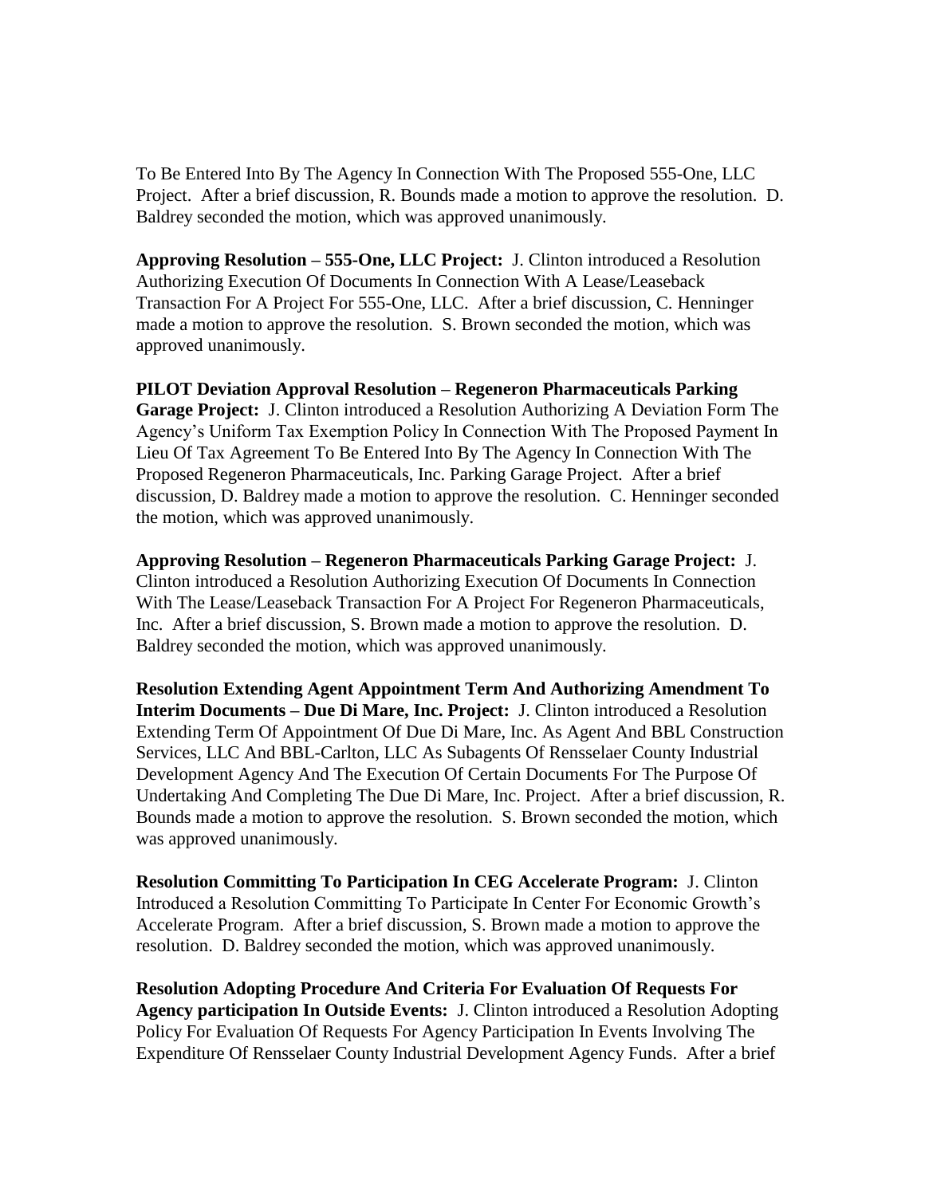To Be Entered Into By The Agency In Connection With The Proposed 555-One, LLC Project. After a brief discussion, R. Bounds made a motion to approve the resolution. D. Baldrey seconded the motion, which was approved unanimously.

**Approving Resolution – 555-One, LLC Project:** J. Clinton introduced a Resolution Authorizing Execution Of Documents In Connection With A Lease/Leaseback Transaction For A Project For 555-One, LLC. After a brief discussion, C. Henninger made a motion to approve the resolution. S. Brown seconded the motion, which was approved unanimously.

**PILOT Deviation Approval Resolution – Regeneron Pharmaceuticals Parking Garage Project:** J. Clinton introduced a Resolution Authorizing A Deviation Form The Agency's Uniform Tax Exemption Policy In Connection With The Proposed Payment In Lieu Of Tax Agreement To Be Entered Into By The Agency In Connection With The Proposed Regeneron Pharmaceuticals, Inc. Parking Garage Project. After a brief discussion, D. Baldrey made a motion to approve the resolution. C. Henninger seconded the motion, which was approved unanimously.

**Approving Resolution – Regeneron Pharmaceuticals Parking Garage Project:** J. Clinton introduced a Resolution Authorizing Execution Of Documents In Connection With The Lease/Leaseback Transaction For A Project For Regeneron Pharmaceuticals, Inc. After a brief discussion, S. Brown made a motion to approve the resolution. D. Baldrey seconded the motion, which was approved unanimously.

**Resolution Extending Agent Appointment Term And Authorizing Amendment To Interim Documents – Due Di Mare, Inc. Project:** J. Clinton introduced a Resolution Extending Term Of Appointment Of Due Di Mare, Inc. As Agent And BBL Construction Services, LLC And BBL-Carlton, LLC As Subagents Of Rensselaer County Industrial Development Agency And The Execution Of Certain Documents For The Purpose Of Undertaking And Completing The Due Di Mare, Inc. Project. After a brief discussion, R. Bounds made a motion to approve the resolution. S. Brown seconded the motion, which was approved unanimously.

**Resolution Committing To Participation In CEG Accelerate Program:** J. Clinton Introduced a Resolution Committing To Participate In Center For Economic Growth's Accelerate Program. After a brief discussion, S. Brown made a motion to approve the resolution. D. Baldrey seconded the motion, which was approved unanimously.

**Resolution Adopting Procedure And Criteria For Evaluation Of Requests For Agency participation In Outside Events:** J. Clinton introduced a Resolution Adopting Policy For Evaluation Of Requests For Agency Participation In Events Involving The Expenditure Of Rensselaer County Industrial Development Agency Funds. After a brief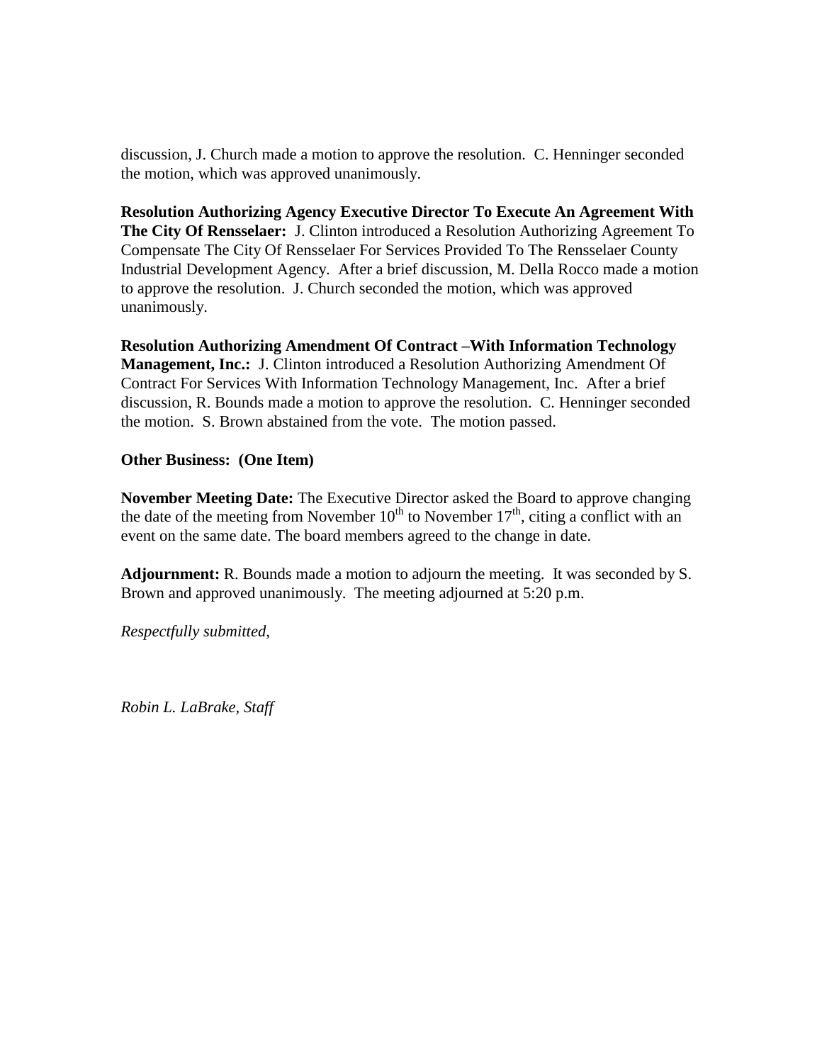discussion, J. Church made a motion to approve the resolution. C. Henninger seconded the motion, which was approved unanimously.

**Resolution Authorizing Agency Executive Director To Execute An Agreement With The City Of Rensselaer:** J. Clinton introduced a Resolution Authorizing Agreement To Compensate The City Of Rensselaer For Services Provided To The Rensselaer County Industrial Development Agency. After a brief discussion, M. Della Rocco made a motion to approve the resolution. J. Church seconded the motion, which was approved unanimously.

**Resolution Authorizing Amendment Of Contract –With Information Technology Management, Inc.:** J. Clinton introduced a Resolution Authorizing Amendment Of Contract For Services With Information Technology Management, Inc. After a brief discussion, R. Bounds made a motion to approve the resolution. C. Henninger seconded the motion. S. Brown abstained from the vote. The motion passed.

**Other Business: (One Item)**

**November Meeting Date:** The Executive Director asked the Board to approve changing the date of the meeting from November 10th to November 17th, citing a conflict with an event on the same date. The board members agreed to the change in date.

**Adjournment:** R. Bounds made a motion to adjourn the meeting. It was seconded by S. Brown and approved unanimously. The meeting adjourned at 5:20 p.m.

*Respectfully submitted,*

*Robin L. LaBrake, Staff*